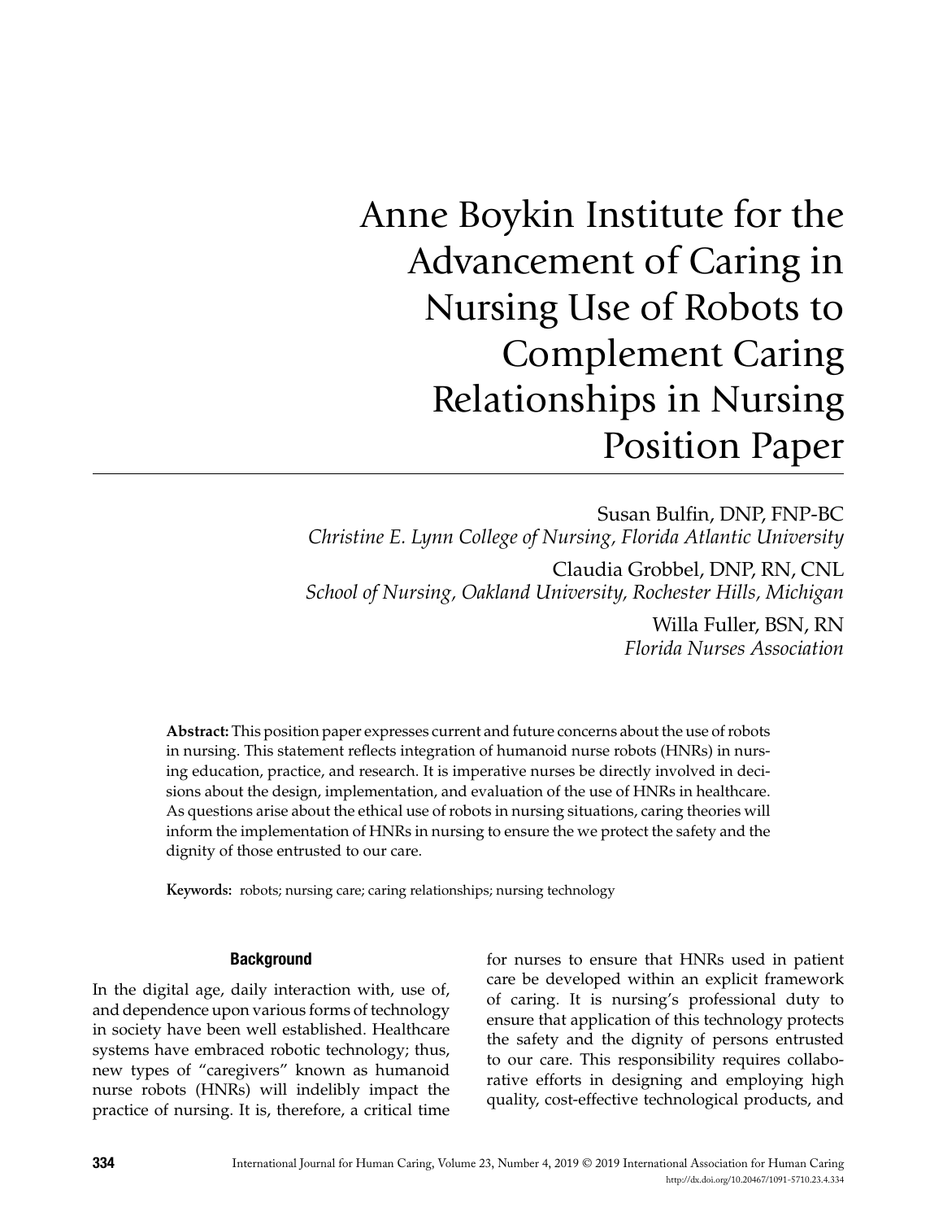# Anne Boykin Institute for the Advancement of Caring in Nursing Use of Robots to Complement Caring Relationships in Nursing Position Paper

Susan Bulfin, DNP, FNP-BC
*Christine E. Lynn College of Nursing, Florida Atlantic University*

Claudia Grobbel, DNP, RN, CNL
*School of Nursing, Oakland University, Rochester Hills, Michigan*

Willa Fuller, BSN, RN
*Florida Nurses Association*

**Abstract:** This position paper expresses current and future concerns about the use of robots in nursing. This statement reflects integration of humanoid nurse robots (HNRs) in nursing education, practice, and research. It is imperative nurses be directly involved in decisions about the design, implementation, and evaluation of the use of HNRs in healthcare. As questions arise about the ethical use of robots in nursing situations, caring theories will inform the implementation of HNRs in nursing to ensure the we protect the safety and the dignity of those entrusted to our care.

**Keywords:** robots; nursing care; caring relationships; nursing technology

## Background

In the digital age, daily interaction with, use of, and dependence upon various forms of technology in society have been well established. Healthcare systems have embraced robotic technology; thus, new types of "caregivers" known as humanoid nurse robots (HNRs) will indelibly impact the practice of nursing. It is, therefore, a critical time for nurses to ensure that HNRs used in patient care be developed within an explicit framework of caring. It is nursing's professional duty to ensure that application of this technology protects the safety and the dignity of persons entrusted to our care. This responsibility requires collaborative efforts in designing and employing high quality, cost-effective technological products, and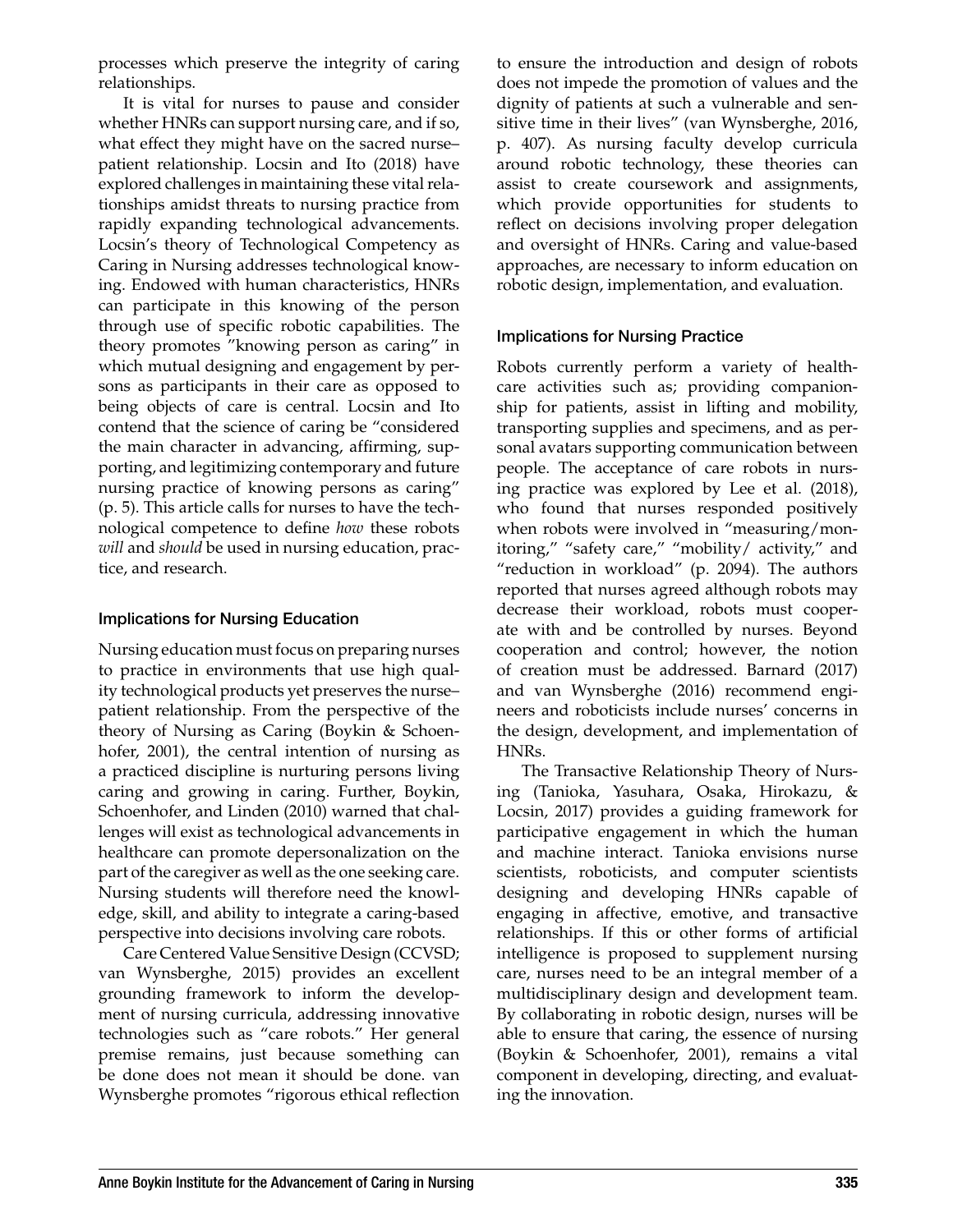processes which preserve the integrity of caring relationships.

It is vital for nurses to pause and consider whether HNRs can support nursing care, and if so, what effect they might have on the sacred nurse–patient relationship. Locsin and Ito (2018) have explored challenges in maintaining these vital relationships amidst threats to nursing practice from rapidly expanding technological advancements. Locsin's theory of Technological Competency as Caring in Nursing addresses technological knowing. Endowed with human characteristics, HNRs can participate in this knowing of the person through use of specific robotic capabilities. The theory promotes "knowing person as caring" in which mutual designing and engagement by persons as participants in their care as opposed to being objects of care is central. Locsin and Ito contend that the science of caring be "considered the main character in advancing, affirming, supporting, and legitimizing contemporary and future nursing practice of knowing persons as caring" (p. 5). This article calls for nurses to have the technological competence to define *how* these robots *will* and *should* be used in nursing education, practice, and research.

## Implications for Nursing Education

Nursing education must focus on preparing nurses to practice in environments that use high quality technological products yet preserves the nurse–patient relationship. From the perspective of the theory of Nursing as Caring (Boykin & Schoenhofer, 2001), the central intention of nursing as a practiced discipline is nurturing persons living caring and growing in caring. Further, Boykin, Schoenhofer, and Linden (2010) warned that challenges will exist as technological advancements in healthcare can promote depersonalization on the part of the caregiver as well as the one seeking care. Nursing students will therefore need the knowledge, skill, and ability to integrate a caring-based perspective into decisions involving care robots.

Care Centered Value Sensitive Design (CCVSD; van Wynsberghe, 2015) provides an excellent grounding framework to inform the development of nursing curricula, addressing innovative technologies such as "care robots." Her general premise remains, just because something can be done does not mean it should be done. van Wynsberghe promotes "rigorous ethical reflection to ensure the introduction and design of robots does not impede the promotion of values and the dignity of patients at such a vulnerable and sensitive time in their lives" (van Wynsberghe, 2016, p. 407). As nursing faculty develop curricula around robotic technology, these theories can assist to create coursework and assignments, which provide opportunities for students to reflect on decisions involving proper delegation and oversight of HNRs. Caring and value-based approaches, are necessary to inform education on robotic design, implementation, and evaluation.

## Implications for Nursing Practice

Robots currently perform a variety of healthcare activities such as; providing companionship for patients, assist in lifting and mobility, transporting supplies and specimens, and as personal avatars supporting communication between people. The acceptance of care robots in nursing practice was explored by Lee et al. (2018), who found that nurses responded positively when robots were involved in "measuring/monitoring," "safety care," "mobility/ activity," and "reduction in workload" (p. 2094). The authors reported that nurses agreed although robots may decrease their workload, robots must cooperate with and be controlled by nurses. Beyond cooperation and control; however, the notion of creation must be addressed. Barnard (2017) and van Wynsberghe (2016) recommend engineers and roboticists include nurses' concerns in the design, development, and implementation of HNRs.

The Transactive Relationship Theory of Nursing (Tanioka, Yasuhara, Osaka, Hirokazu, & Locsin, 2017) provides a guiding framework for participative engagement in which the human and machine interact. Tanioka envisions nurse scientists, roboticists, and computer scientists designing and developing HNRs capable of engaging in affective, emotive, and transactive relationships. If this or other forms of artificial intelligence is proposed to supplement nursing care, nurses need to be an integral member of a multidisciplinary design and development team. By collaborating in robotic design, nurses will be able to ensure that caring, the essence of nursing (Boykin & Schoenhofer, 2001), remains a vital component in developing, directing, and evaluating the innovation.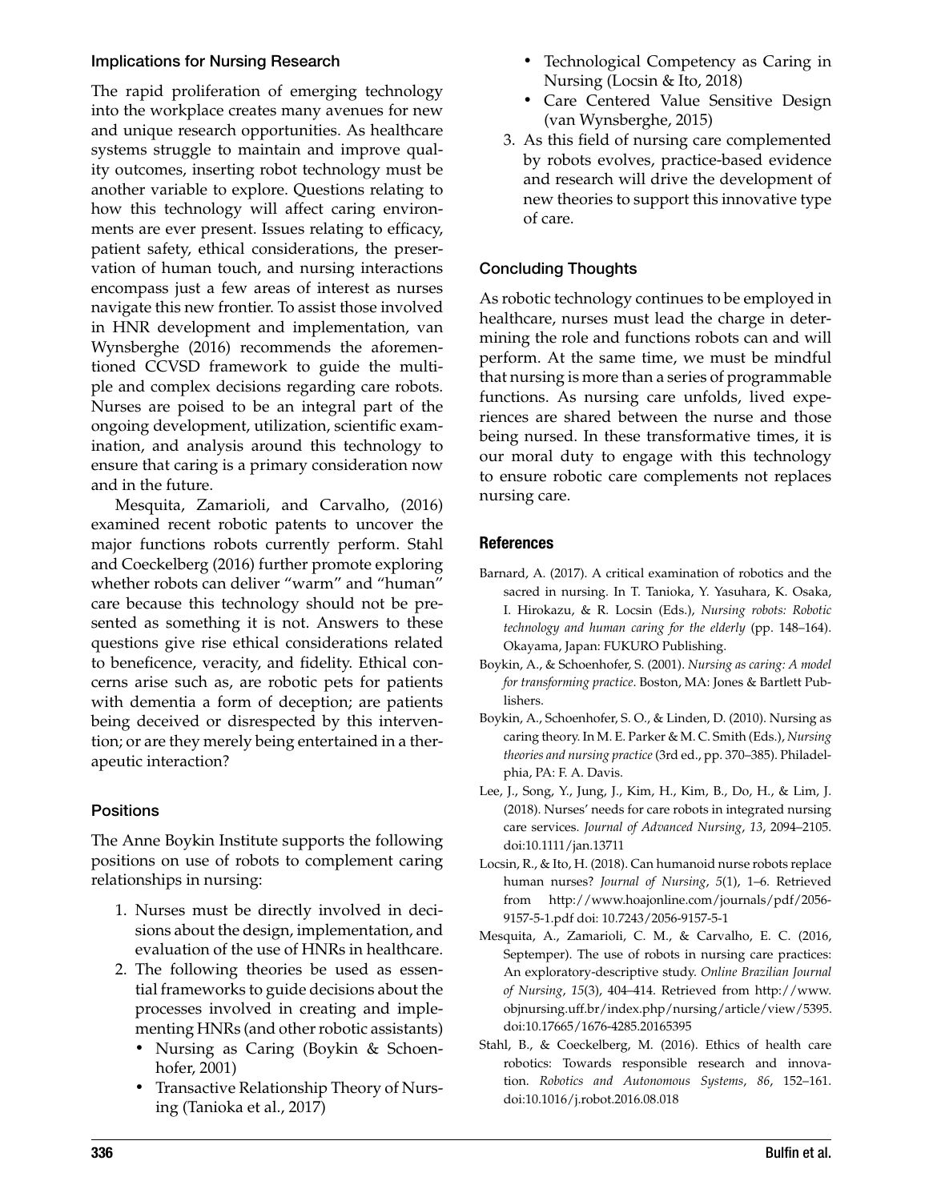### Implications for Nursing Research

The rapid proliferation of emerging technology into the workplace creates many avenues for new and unique research opportunities. As healthcare systems struggle to maintain and improve quality outcomes, inserting robot technology must be another variable to explore. Questions relating to how this technology will affect caring environments are ever present. Issues relating to efficacy, patient safety, ethical considerations, the preservation of human touch, and nursing interactions encompass just a few areas of interest as nurses navigate this new frontier. To assist those involved in HNR development and implementation, van Wynsberghe (2016) recommends the aforementioned CCVSD framework to guide the multiple and complex decisions regarding care robots. Nurses are poised to be an integral part of the ongoing development, utilization, scientific examination, and analysis around this technology to ensure that caring is a primary consideration now and in the future.

Mesquita, Zamarioli, and Carvalho, (2016) examined recent robotic patents to uncover the major functions robots currently perform. Stahl and Coeckelberg (2016) further promote exploring whether robots can deliver "warm" and "human" care because this technology should not be presented as something it is not. Answers to these questions give rise ethical considerations related to beneficence, veracity, and fidelity. Ethical concerns arise such as, are robotic pets for patients with dementia a form of deception; are patients being deceived or disrespected by this intervention; or are they merely being entertained in a therapeutic interaction?

### Positions

The Anne Boykin Institute supports the following positions on use of robots to complement caring relationships in nursing:

1. Nurses must be directly involved in decisions about the design, implementation, and evaluation of the use of HNRs in healthcare.
2. The following theories be used as essential frameworks to guide decisions about the processes involved in creating and implementing HNRs (and other robotic assistants)
   - Nursing as Caring (Boykin & Schoenhofer, 2001)
   - Transactive Relationship Theory of Nursing (Tanioka et al., 2017)
   - Technological Competency as Caring in Nursing (Locsin & Ito, 2018)
   - Care Centered Value Sensitive Design (van Wynsberghe, 2015)
3. As this field of nursing care complemented by robots evolves, practice-based evidence and research will drive the development of new theories to support this innovative type of care.

### Concluding Thoughts

As robotic technology continues to be employed in healthcare, nurses must lead the charge in determining the role and functions robots can and will perform. At the same time, we must be mindful that nursing is more than a series of programmable functions. As nursing care unfolds, lived experiences are shared between the nurse and those being nursed. In these transformative times, it is our moral duty to engage with this technology to ensure robotic care complements not replaces nursing care.

### References

Barnard, A. (2017). A critical examination of robotics and the sacred in nursing. In T. Tanioka, Y. Yasuhara, K. Osaka, I. Hirokazu, & R. Locsin (Eds.), *Nursing robots: Robotic technology and human caring for the elderly* (pp. 148–164). Okayama, Japan: FUKURO Publishing.

Boykin, A., & Schoenhofer, S. (2001). *Nursing as caring: A model for transforming practice*. Boston, MA: Jones & Bartlett Publishers.

Boykin, A., Schoenhofer, S. O., & Linden, D. (2010). Nursing as caring theory. In M. E. Parker & M. C. Smith (Eds.), *Nursing theories and nursing practice* (3rd ed., pp. 370–385). Philadelphia, PA: F. A. Davis.

Lee, J., Song, Y., Jung, J., Kim, H., Kim, B., Do, H., & Lim, J. (2018). Nurses' needs for care robots in integrated nursing care services. *Journal of Advanced Nursing*, *13*, 2094–2105. doi:10.1111/jan.13711

Locsin, R., & Ito, H. (2018). Can humanoid nurse robots replace human nurses? *Journal of Nursing*, *5*(1), 1–6. Retrieved from http://www.hoajonline.com/journals/pdf/2056-9157-5-1.pdf doi: 10.7243/2056-9157-5-1

Mesquita, A., Zamarioli, C. M., & Carvalho, E. C. (2016, Septemper). The use of robots in nursing care practices: An exploratory-descriptive study. *Online Brazilian Journal of Nursing*, *15*(3), 404–414. Retrieved from http://www.objnursing.uff.br/index.php/nursing/article/view/5395. doi:10.17665/1676-4285.20165395

Stahl, B., & Coeckelberg, M. (2016). Ethics of health care robotics: Towards responsible research and innovation. *Robotics and Autonomous Systems*, *86*, 152–161. doi:10.1016/j.robot.2016.08.018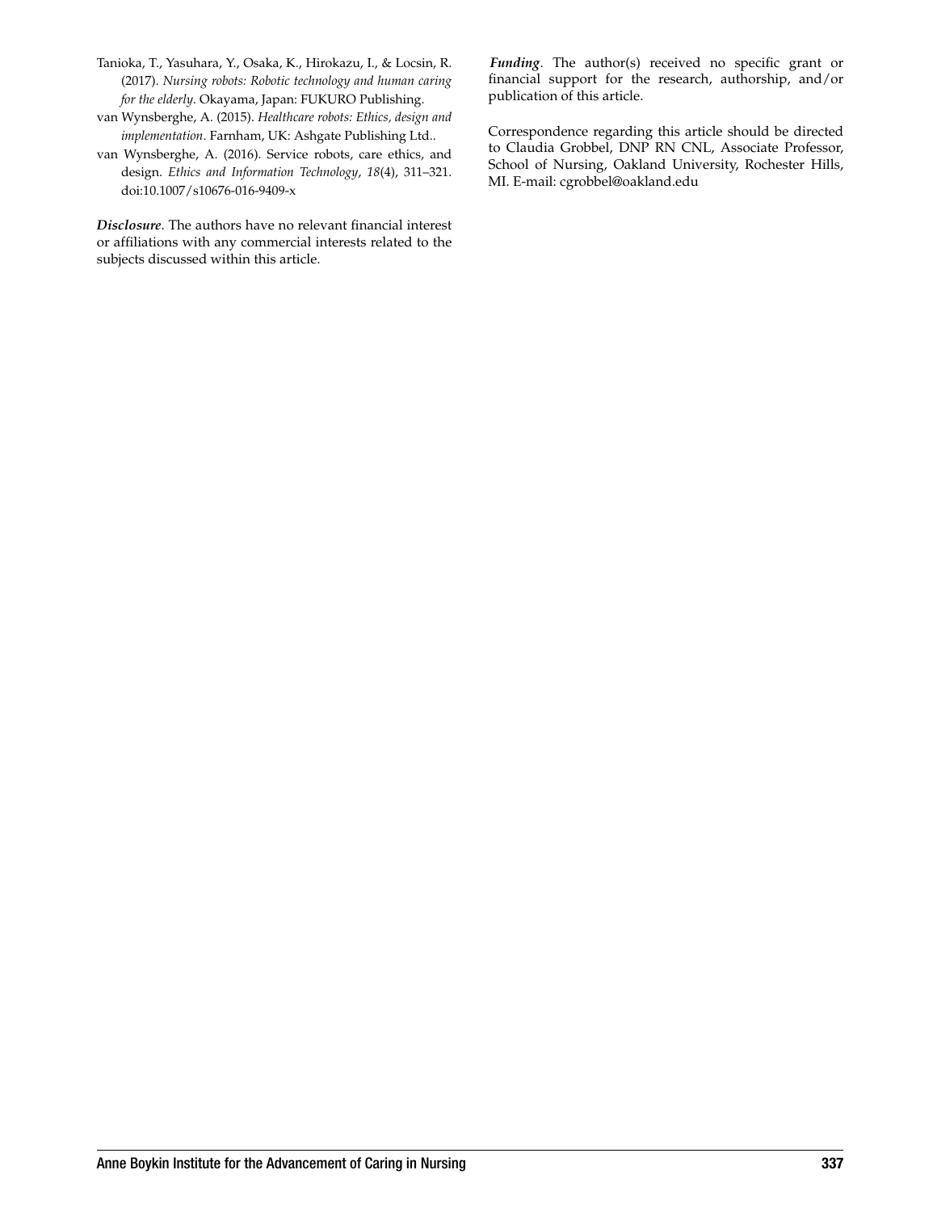Tanioka, T., Yasuhara, Y., Osaka, K., Hirokazu, I., & Locsin, R. (2017). *Nursing robots: Robotic technology and human caring for the elderly*. Okayama, Japan: FUKURO Publishing.

van Wynsberghe, A. (2015). *Healthcare robots: Ethics, design and implementation*. Farnham, UK: Ashgate Publishing Ltd..

van Wynsberghe, A. (2016). Service robots, care ethics, and design. *Ethics and Information Technology*, *18*(4), 311–321. doi:10.1007/s10676-016-9409-x

***Disclosure***. The authors have no relevant financial interest or affiliations with any commercial interests related to the subjects discussed within this article.

***Funding***. The author(s) received no specific grant or financial support for the research, authorship, and/or publication of this article.

Correspondence regarding this article should be directed to Claudia Grobbel, DNP RN CNL, Associate Professor, School of Nursing, Oakland University, Rochester Hills, MI. E-mail: cgrobbel@oakland.edu